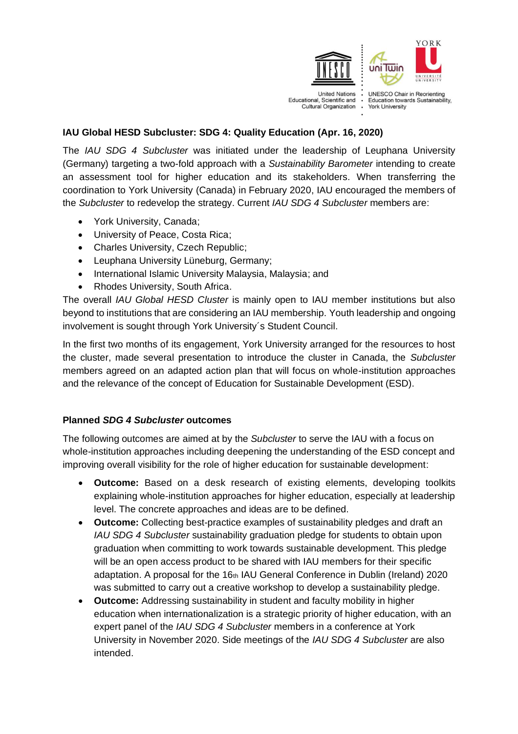United Nations Educational, Scientific and Cultural Organization

UNESCO Chair in Reorienting Education towards Sustainability, York University

**IAU Global HESD Subcluster: SDG 4: Quality Education (Apr. 16, 2020)**

The *IAU SDG 4 Subcluster* was initiated under the leadership of Leuphana University (Germany) targeting a two-fold approach with a *Sustainability Barometer* intending to create an assessment tool for higher education and its stakeholders. When transferring the coordination to York University (Canada) in February 2020, IAU encouraged the members of the *Subcluster* to redevelop the strategy. Current *IAU SDG 4 Subcluster* members are:

- York University, Canada;
- University of Peace, Costa Rica;
- Charles University, Czech Republic;
- Leuphana University Lüneburg, Germany;
- International Islamic University Malaysia, Malaysia; and
- Rhodes University, South Africa.

The overall *IAU Global HESD Cluster* is mainly open to IAU member institutions but also beyond to institutions that are considering an IAU membership. Youth leadership and ongoing involvement is sought through York University´s Student Council.

In the first two months of its engagement, York University arranged for the resources to host the cluster, made several presentation to introduce the cluster in Canada, the *Subcluster* members agreed on an adapted action plan that will focus on whole-institution approaches and the relevance of the concept of Education for Sustainable Development (ESD).

**Planned *SDG 4 Subcluster* outcomes**

The following outcomes are aimed at by the *Subcluster* to serve the IAU with a focus on whole-institution approaches including deepening the understanding of the ESD concept and improving overall visibility for the role of higher education for sustainable development:

- **Outcome:** Based on a desk research of existing elements, developing toolkits explaining whole-institution approaches for higher education, especially at leadership level. The concrete approaches and ideas are to be defined.
- **Outcome:** Collecting best-practice examples of sustainability pledges and draft an *IAU SDG 4 Subcluster* sustainability graduation pledge for students to obtain upon graduation when committing to work towards sustainable development. This pledge will be an open access product to be shared with IAU members for their specific adaptation. A proposal for the 16th IAU General Conference in Dublin (Ireland) 2020 was submitted to carry out a creative workshop to develop a sustainability pledge.
- **Outcome:** Addressing sustainability in student and faculty mobility in higher education when internationalization is a strategic priority of higher education, with an expert panel of the *IAU SDG 4 Subcluster* members in a conference at York University in November 2020. Side meetings of the *IAU SDG 4 Subcluster* are also intended.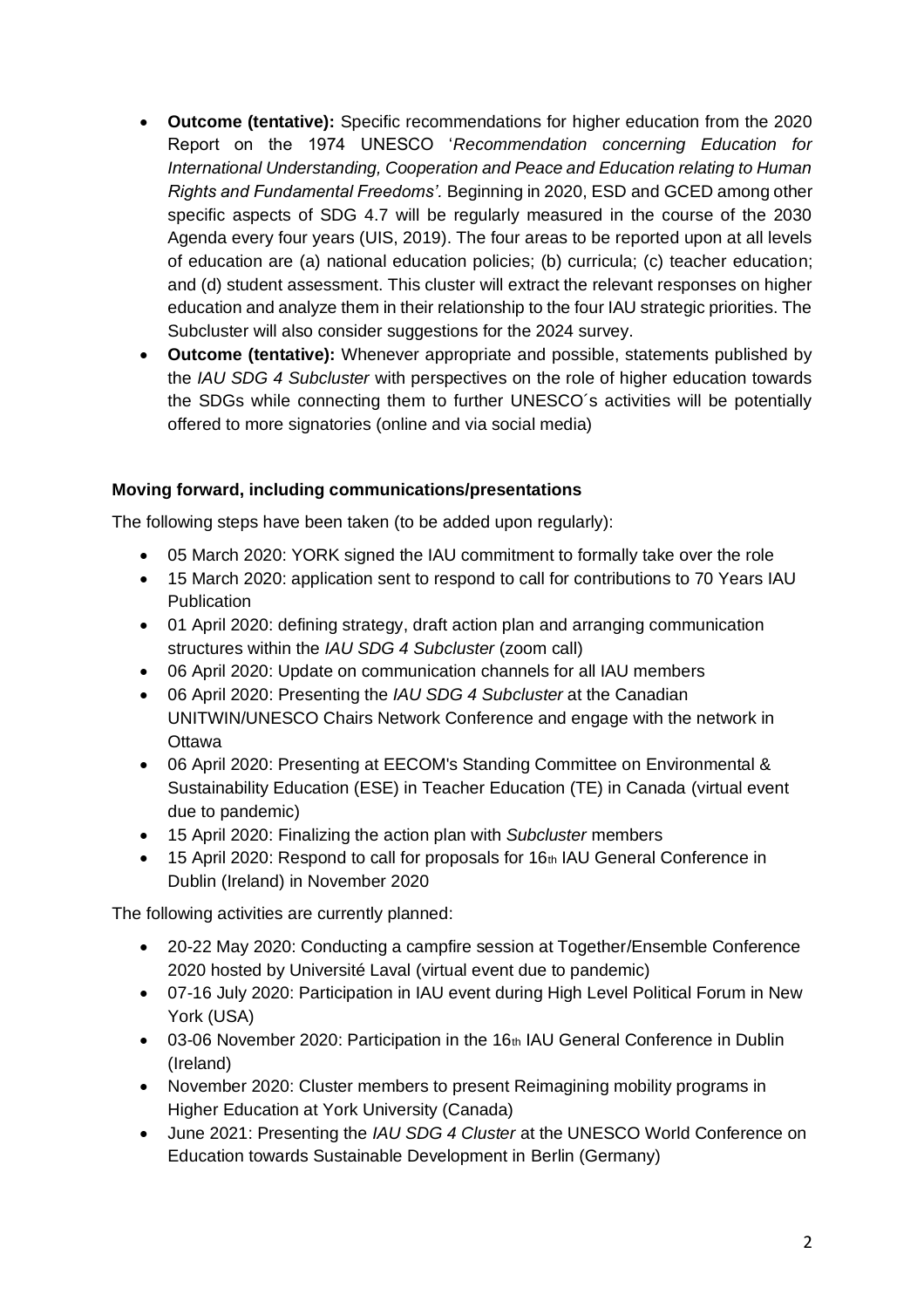- **Outcome (tentative):** Specific recommendations for higher education from the 2020 Report on the 1974 UNESCO '*Recommendation concerning Education for International Understanding, Cooperation and Peace and Education relating to Human Rights and Fundamental Freedoms'.* Beginning in 2020, ESD and GCED among other specific aspects of SDG 4.7 will be regularly measured in the course of the 2030 Agenda every four years (UIS, 2019). The four areas to be reported upon at all levels of education are (a) national education policies; (b) curricula; (c) teacher education; and (d) student assessment. This cluster will extract the relevant responses on higher education and analyze them in their relationship to the four IAU strategic priorities. The Subcluster will also consider suggestions for the 2024 survey.
- **Outcome (tentative):** Whenever appropriate and possible, statements published by the *IAU SDG 4 Subcluster* with perspectives on the role of higher education towards the SDGs while connecting them to further UNESCO´s activities will be potentially offered to more signatories (online and via social media)

**Moving forward, including communications/presentations**

The following steps have been taken (to be added upon regularly):

- 05 March 2020: YORK signed the IAU commitment to formally take over the role
- 15 March 2020: application sent to respond to call for contributions to 70 Years IAU Publication
- 01 April 2020: defining strategy, draft action plan and arranging communication structures within the *IAU SDG 4 Subcluster* (zoom call)
- 06 April 2020: Update on communication channels for all IAU members
- 06 April 2020: Presenting the *IAU SDG 4 Subcluster* at the Canadian UNITWIN/UNESCO Chairs Network Conference and engage with the network in Ottawa
- 06 April 2020: Presenting at EECOM's Standing Committee on Environmental & Sustainability Education (ESE) in Teacher Education (TE) in Canada (virtual event due to pandemic)
- 15 April 2020: Finalizing the action plan with *Subcluster* members
- 15 April 2020: Respond to call for proposals for 16th IAU General Conference in Dublin (Ireland) in November 2020

The following activities are currently planned:

- 20-22 May 2020: Conducting a campfire session at Together/Ensemble Conference 2020 hosted by Université Laval (virtual event due to pandemic)
- 07-16 July 2020: Participation in IAU event during High Level Political Forum in New York (USA)
- 03-06 November 2020: Participation in the 16th IAU General Conference in Dublin (Ireland)
- November 2020: Cluster members to present Reimagining mobility programs in Higher Education at York University (Canada)
- June 2021: Presenting the *IAU SDG 4 Cluster* at the UNESCO World Conference on Education towards Sustainable Development in Berlin (Germany)